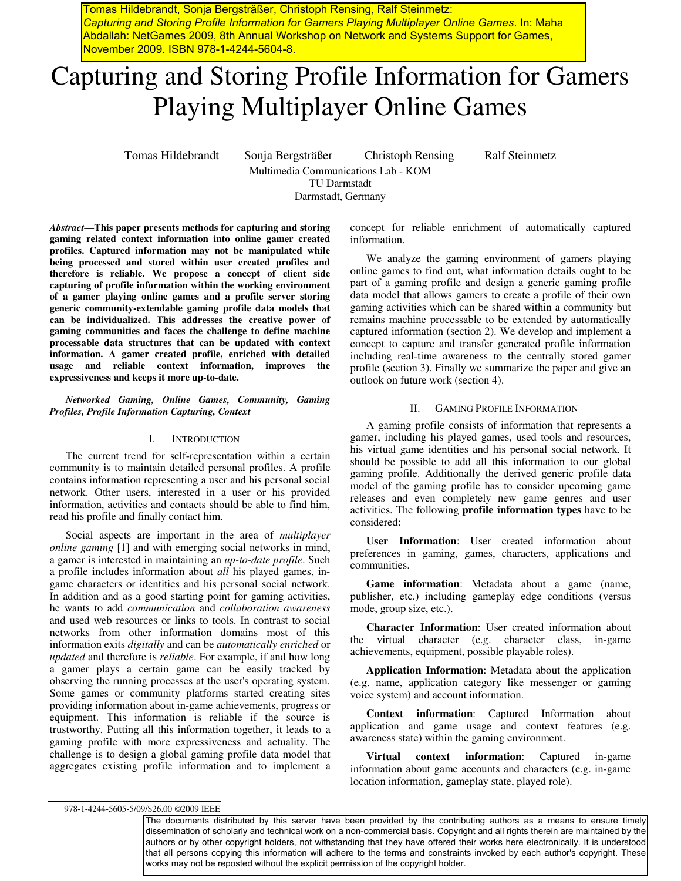Tomas Hildebrandt, Sonja Bergsträßer, Christoph Rensing, Ralf Steinmetz: *Capturing and Storing Profile Information for Gamers Playing Multiplayer Online Games*. In: Maha Abdallah: NetGames 2009, 8th Annual Workshop on Network and Systems Support for Games, November 2009. ISBN 978-1-4244-5604-8.

# Capturing and Storing Profile Information for Gamers Playing Multiplayer Online Games

Tomas Hildebrandt     Sonja Bergsträßer     Christoph Rensing     Ralf Steinmetz

Multimedia Communications Lab - KOM
TU Darmstadt
Darmstadt, Germany

***Abstract*—This paper presents methods for capturing and storing gaming related context information into online gamer created profiles. Captured information may not be manipulated while being processed and stored within user created profiles and therefore is reliable. We propose a concept of client side capturing of profile information within the working environment of a gamer playing online games and a profile server storing generic community-extendable gaming profile data models that can be individualized. This addresses the creative power of gaming communities and faces the challenge to define machine processable data structures that can be updated with context information. A gamer created profile, enriched with detailed usage and reliable context information, improves the expressiveness and keeps it more up-to-date.**

***Networked Gaming, Online Games, Community, Gaming Profiles, Profile Information Capturing, Context***

## I. Introduction

The current trend for self-representation within a certain community is to maintain detailed personal profiles. A profile contains information representing a user and his personal social network. Other users, interested in a user or his provided information, activities and contacts should be able to find him, read his profile and finally contact him.

Social aspects are important in the area of *multiplayer online gaming* [1] and with emerging social networks in mind, a gamer is interested in maintaining an *up-to-date profile*. Such a profile includes information about *all* his played games, in-game characters or identities and his personal social network. In addition and as a good starting point for gaming activities, he wants to add *communication* and *collaboration awareness* and used web resources or links to tools. In contrast to social networks from other information domains most of this information exits *digitally* and can be *automatically enriched* or *updated* and therefore is *reliable*. For example, if and how long a gamer plays a certain game can be easily tracked by observing the running processes at the user's operating system. Some games or community platforms started creating sites providing information about in-game achievements, progress or equipment. This information is reliable if the source is trustworthy. Putting all this information together, it leads to a gaming profile with more expressiveness and actuality. The challenge is to design a global gaming profile data model that aggregates existing profile information and to implement a concept for reliable enrichment of automatically captured information.

We analyze the gaming environment of gamers playing online games to find out, what information details ought to be part of a gaming profile and design a generic gaming profile data model that allows gamers to create a profile of their own gaming activities which can be shared within a community but remains machine processable to be extended by automatically captured information (section 2). We develop and implement a concept to capture and transfer generated profile information including real-time awareness to the centrally stored gamer profile (section 3). Finally we summarize the paper and give an outlook on future work (section 4).

## II. Gaming Profile Information

A gaming profile consists of information that represents a gamer, including his played games, used tools and resources, his virtual game identities and his personal social network. It should be possible to add all this information to our global gaming profile. Additionally the derived generic profile data model of the gaming profile has to consider upcoming game releases and even completely new game genres and user activities. The following **profile information types** have to be considered:

**User Information**: User created information about preferences in gaming, games, characters, applications and communities.

**Game information**: Metadata about a game (name, publisher, etc.) including gameplay edge conditions (versus mode, group size, etc.).

**Character Information**: User created information about the virtual character (e.g. character class, in-game achievements, equipment, possible playable roles).

**Application Information**: Metadata about the application (e.g. name, application category like messenger or gaming voice system) and account information.

**Context information**: Captured Information about application and game usage and context features (e.g. awareness state) within the gaming environment.

**Virtual context information**: Captured in-game information about game accounts and characters (e.g. in-game location information, gameplay state, played role).

978-1-4244-5605-5/09/$26.00 ©2009 IEEE

The documents distributed by this server have been provided by the contributing authors as a means to ensure timely dissemination of scholarly and technical work on a non-commercial basis. Copyright and all rights therein are maintained by the authors or by other copyright holders, not withstanding that they have offered their works here electronically. It is understood that all persons copying this information will adhere to the terms and constraints invoked by each author's copyright. These works may not be reposted without the explicit permission of the copyright holder.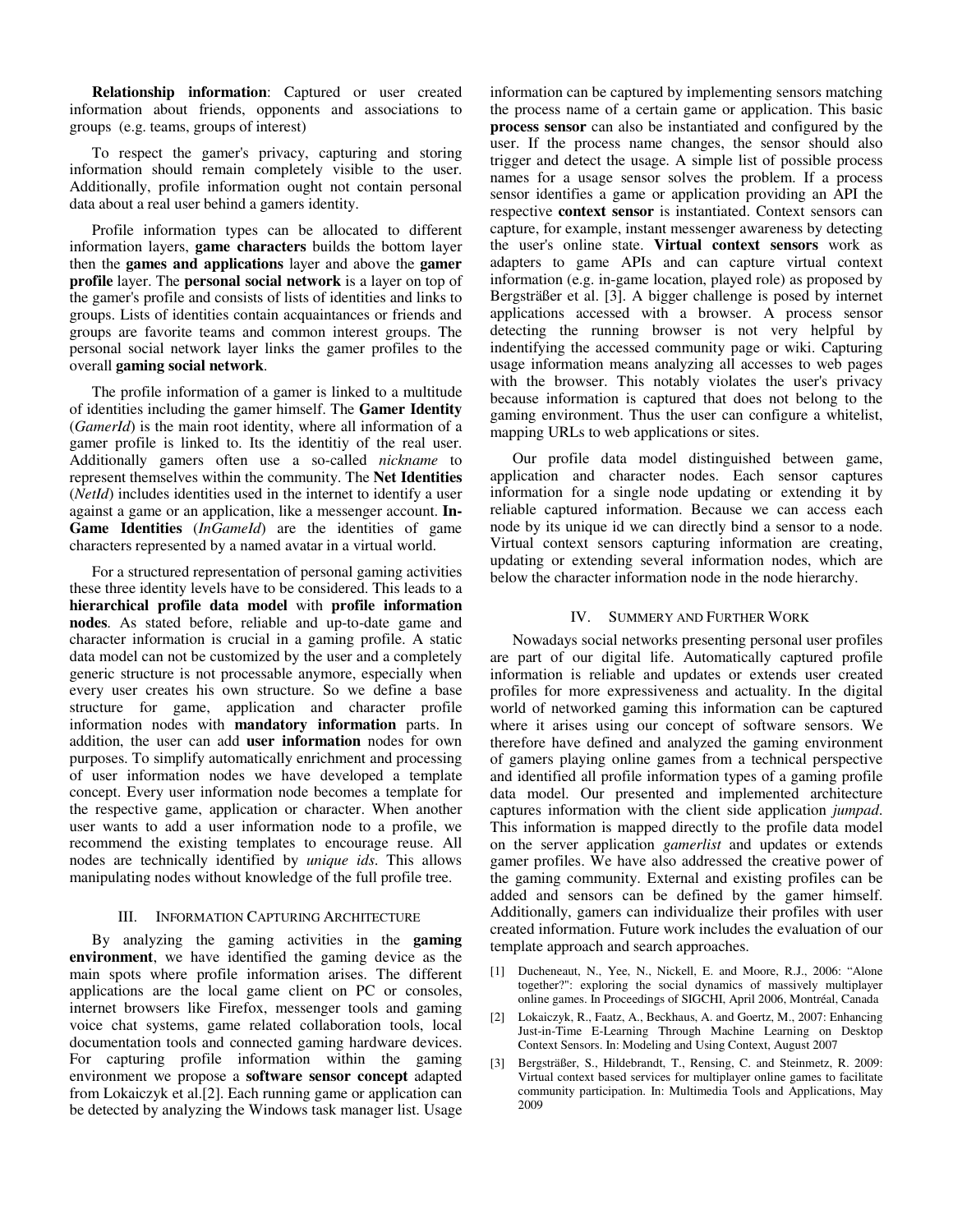**Relationship information**: Captured or user created information about friends, opponents and associations to groups (e.g. teams, groups of interest)

To respect the gamer's privacy, capturing and storing information should remain completely visible to the user. Additionally, profile information ought not contain personal data about a real user behind a gamers identity.

Profile information types can be allocated to different information layers, **game characters** builds the bottom layer then the **games and applications** layer and above the **gamer profile** layer. The **personal social network** is a layer on top of the gamer's profile and consists of lists of identities and links to groups. Lists of identities contain acquaintances or friends and groups are favorite teams and common interest groups. The personal social network layer links the gamer profiles to the overall **gaming social network**.

The profile information of a gamer is linked to a multitude of identities including the gamer himself. The **Gamer Identity** (*GamerId*) is the main root identity, where all information of a gamer profile is linked to. Its the identitiy of the real user. Additionally gamers often use a so-called *nickname* to represent themselves within the community. The **Net Identities** (*NetId*) includes identities used in the internet to identify a user against a game or an application, like a messenger account. **In-Game Identities** (*InGameId*) are the identities of game characters represented by a named avatar in a virtual world.

For a structured representation of personal gaming activities these three identity levels have to be considered. This leads to a **hierarchical profile data model** with **profile information nodes**. As stated before, reliable and up-to-date game and character information is crucial in a gaming profile. A static data model can not be customized by the user and a completely generic structure is not processable anymore, especially when every user creates his own structure. So we define a base structure for game, application and character profile information nodes with **mandatory information** parts. In addition, the user can add **user information** nodes for own purposes. To simplify automatically enrichment and processing of user information nodes we have developed a template concept. Every user information node becomes a template for the respective game, application or character. When another user wants to add a user information node to a profile, we recommend the existing templates to encourage reuse. All nodes are technically identified by *unique ids*. This allows manipulating nodes without knowledge of the full profile tree.

## III. Information Capturing Architecture

By analyzing the gaming activities in the **gaming environment**, we have identified the gaming device as the main spots where profile information arises. The different applications are the local game client on PC or consoles, internet browsers like Firefox, messenger tools and gaming voice chat systems, game related collaboration tools, local documentation tools and connected gaming hardware devices. For capturing profile information within the gaming environment we propose a **software sensor concept** adapted from Lokaiczyk et al.[2]. Each running game or application can be detected by analyzing the Windows task manager list. Usage information can be captured by implementing sensors matching the process name of a certain game or application. This basic **process sensor** can also be instantiated and configured by the user. If the process name changes, the sensor should also trigger and detect the usage. A simple list of possible process names for a usage sensor solves the problem. If a process sensor identifies a game or application providing an API the respective **context sensor** is instantiated. Context sensors can capture, for example, instant messenger awareness by detecting the user's online state. **Virtual context sensors** work as adapters to game APIs and can capture virtual context information (e.g. in-game location, played role) as proposed by Bergsträßer et al. [3]. A bigger challenge is posed by internet applications accessed with a browser. A process sensor detecting the running browser is not very helpful by indentifying the accessed community page or wiki. Capturing usage information means analyzing all accesses to web pages with the browser. This notably violates the user's privacy because information is captured that does not belong to the gaming environment. Thus the user can configure a whitelist, mapping URLs to web applications or sites.

Our profile data model distinguished between game, application and character nodes. Each sensor captures information for a single node updating or extending it by reliable captured information. Because we can access each node by its unique id we can directly bind a sensor to a node. Virtual context sensors capturing information are creating, updating or extending several information nodes, which are below the character information node in the node hierarchy.

## IV. Summery and Further Work

Nowadays social networks presenting personal user profiles are part of our digital life. Automatically captured profile information is reliable and updates or extends user created profiles for more expressiveness and actuality. In the digital world of networked gaming this information can be captured where it arises using our concept of software sensors. We therefore have defined and analyzed the gaming environment of gamers playing online games from a technical perspective and identified all profile information types of a gaming profile data model. Our presented and implemented architecture captures information with the client side application *jumpad*. This information is mapped directly to the profile data model on the server application *gamerlist* and updates or extends gamer profiles. We have also addressed the creative power of the gaming community. External and existing profiles can be added and sensors can be defined by the gamer himself. Additionally, gamers can individualize their profiles with user created information. Future work includes the evaluation of our template approach and search approaches.

[1] Ducheneaut, N., Yee, N., Nickell, E. and Moore, R.J., 2006: "Alone together?": exploring the social dynamics of massively multiplayer online games. In Proceedings of SIGCHI, April 2006, Montréal, Canada

[2] Lokaiczyk, R., Faatz, A., Beckhaus, A. and Goertz, M., 2007: Enhancing Just-in-Time E-Learning Through Machine Learning on Desktop Context Sensors. In: Modeling and Using Context, August 2007

[3] Bergsträßer, S., Hildebrandt, T., Rensing, C. and Steinmetz, R. 2009: Virtual context based services for multiplayer online games to facilitate community participation. In: Multimedia Tools and Applications, May 2009